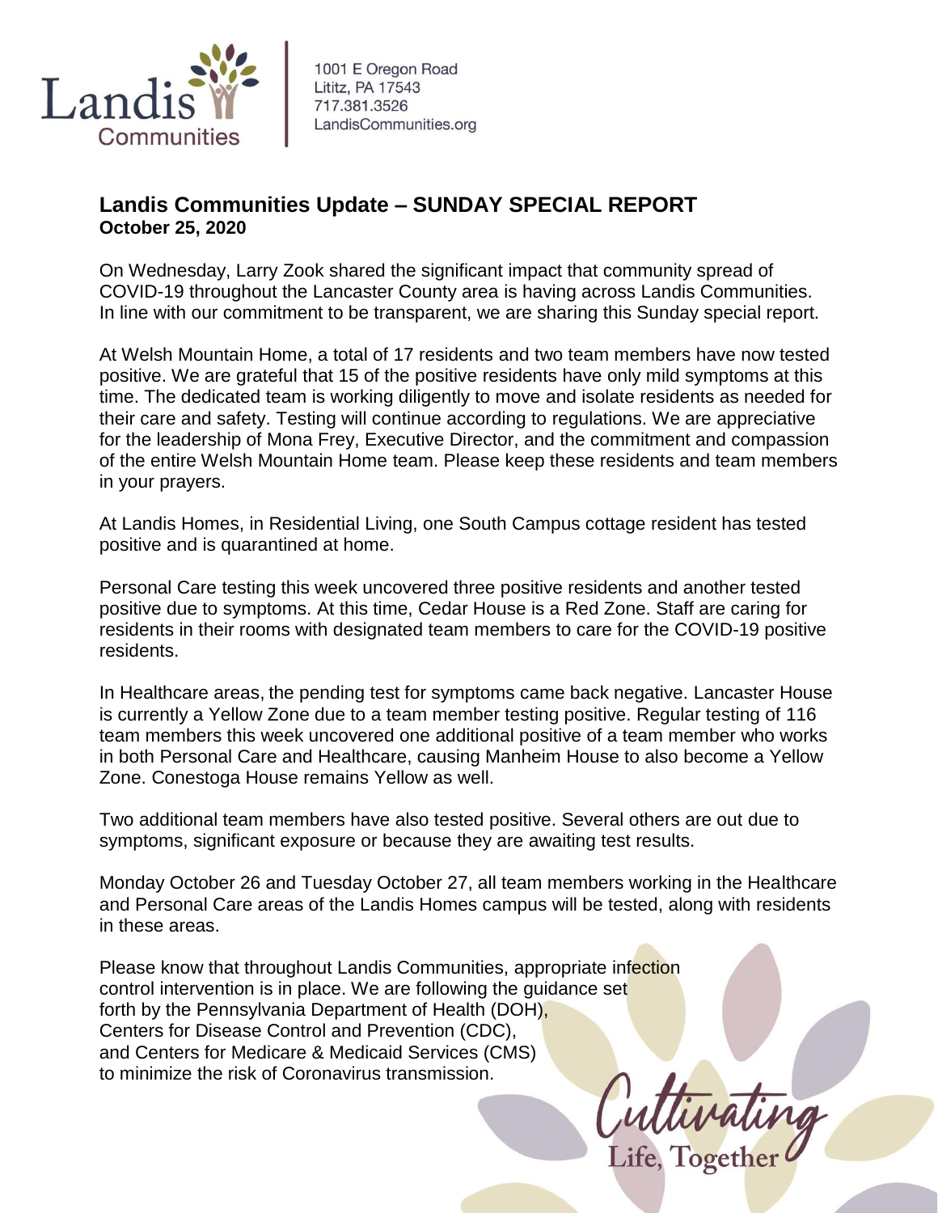Landis Communities

1001 E Oregon Road
Lititz, PA 17543
717.381.3526
LandisCommunities.org

## Landis Communities Update – SUNDAY SPECIAL REPORT
**October 25, 2020**

On Wednesday, Larry Zook shared the significant impact that community spread of COVID-19 throughout the Lancaster County area is having across Landis Communities. In line with our commitment to be transparent, we are sharing this Sunday special report.

At Welsh Mountain Home, a total of 17 residents and two team members have now tested positive. We are grateful that 15 of the positive residents have only mild symptoms at this time. The dedicated team is working diligently to move and isolate residents as needed for their care and safety. Testing will continue according to regulations. We are appreciative for the leadership of Mona Frey, Executive Director, and the commitment and compassion of the entire Welsh Mountain Home team. Please keep these residents and team members in your prayers.

At Landis Homes, in Residential Living, one South Campus cottage resident has tested positive and is quarantined at home.

Personal Care testing this week uncovered three positive residents and another tested positive due to symptoms. At this time, Cedar House is a Red Zone. Staff are caring for residents in their rooms with designated team members to care for the COVID-19 positive residents.

In Healthcare areas, the pending test for symptoms came back negative. Lancaster House is currently a Yellow Zone due to a team member testing positive. Regular testing of 116 team members this week uncovered one additional positive of a team member who works in both Personal Care and Healthcare, causing Manheim House to also become a Yellow Zone. Conestoga House remains Yellow as well.

Two additional team members have also tested positive. Several others are out due to symptoms, significant exposure or because they are awaiting test results.

Monday October 26 and Tuesday October 27, all team members working in the Healthcare and Personal Care areas of the Landis Homes campus will be tested, along with residents in these areas.

Please know that throughout Landis Communities, appropriate infection control intervention is in place. We are following the guidance set forth by the Pennsylvania Department of Health (DOH), Centers for Disease Control and Prevention (CDC), and Centers for Medicare & Medicaid Services (CMS) to minimize the risk of Coronavirus transmission.

Cultivating Life, Together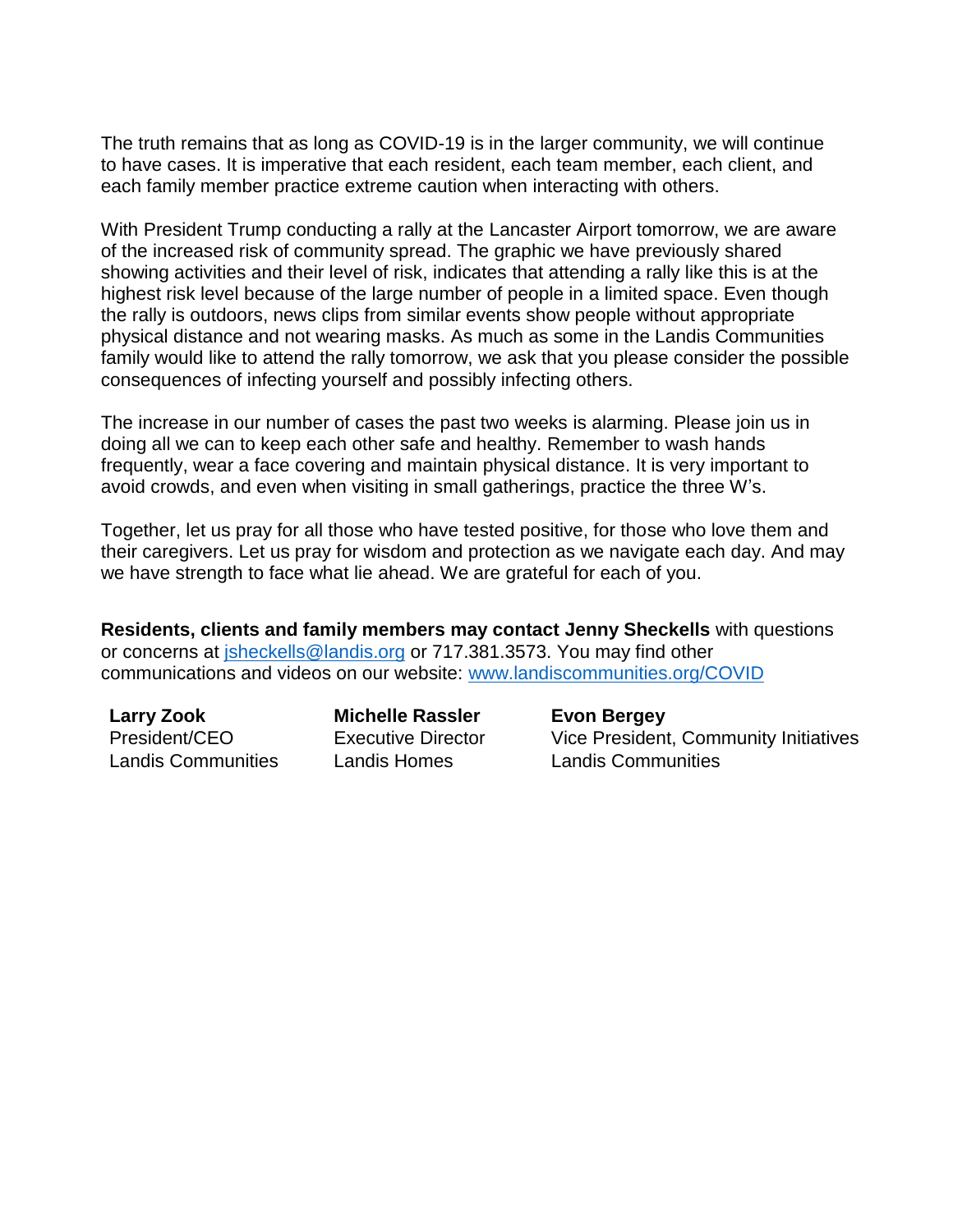The truth remains that as long as COVID-19 is in the larger community, we will continue to have cases. It is imperative that each resident, each team member, each client, and each family member practice extreme caution when interacting with others.

With President Trump conducting a rally at the Lancaster Airport tomorrow, we are aware of the increased risk of community spread. The graphic we have previously shared showing activities and their level of risk, indicates that attending a rally like this is at the highest risk level because of the large number of people in a limited space. Even though the rally is outdoors, news clips from similar events show people without appropriate physical distance and not wearing masks. As much as some in the Landis Communities family would like to attend the rally tomorrow, we ask that you please consider the possible consequences of infecting yourself and possibly infecting others.

The increase in our number of cases the past two weeks is alarming. Please join us in doing all we can to keep each other safe and healthy. Remember to wash hands frequently, wear a face covering and maintain physical distance. It is very important to avoid crowds, and even when visiting in small gatherings, practice the three W's.

Together, let us pray for all those who have tested positive, for those who love them and their caregivers. Let us pray for wisdom and protection as we navigate each day. And may we have strength to face what lie ahead. We are grateful for each of you.

**Residents, clients and family members may contact Jenny Sheckells** with questions or concerns at jsheckells@landis.org or 717.381.3573. You may find other communications and videos on our website: www.landiscommunities.org/COVID

**Larry Zook**
President/CEO
Landis Communities

**Michelle Rassler**
Executive Director
Landis Homes

**Evon Bergey**
Vice President, Community Initiatives
Landis Communities